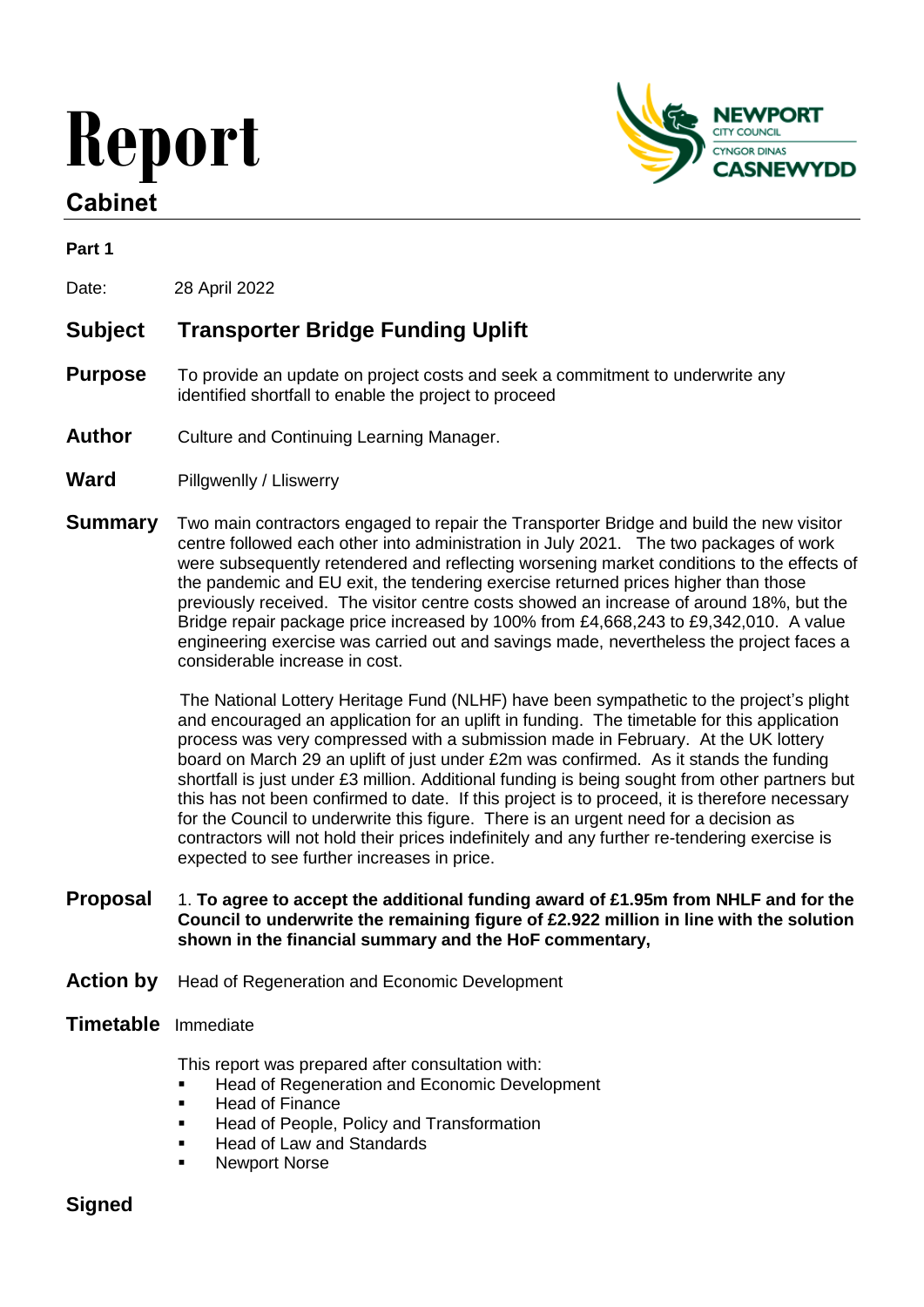# Report

## Cabinet

**Part 1**

Date: 28 April 2022

## Subject Transporter Bridge Funding Uplift

**Purpose** To provide an update on project costs and seek a commitment to underwrite any identified shortfall to enable the project to proceed

**Author** Culture and Continuing Learning Manager.

**Ward** Pillgwenlly / Lliswerry

**Summary** Two main contractors engaged to repair the Transporter Bridge and build the new visitor centre followed each other into administration in July 2021. The two packages of work were subsequently retendered and reflecting worsening market conditions to the effects of the pandemic and EU exit, the tendering exercise returned prices higher than those previously received. The visitor centre costs showed an increase of around 18%, but the Bridge repair package price increased by 100% from £4,668,243 to £9,342,010. A value engineering exercise was carried out and savings made, nevertheless the project faces a considerable increase in cost.

The National Lottery Heritage Fund (NLHF) have been sympathetic to the project's plight and encouraged an application for an uplift in funding. The timetable for this application process was very compressed with a submission made in February. At the UK lottery board on March 29 an uplift of just under £2m was confirmed. As it stands the funding shortfall is just under £3 million. Additional funding is being sought from other partners but this has not been confirmed to date. If this project is to proceed, it is therefore necessary for the Council to underwrite this figure. There is an urgent need for a decision as contractors will not hold their prices indefinitely and any further re-tendering exercise is expected to see further increases in price.

**Proposal** 1. **To agree to accept the additional funding award of £1.95m from NHLF and for the Council to underwrite the remaining figure of £2.922 million in line with the solution shown in the financial summary and the HoF commentary,**

**Action by** Head of Regeneration and Economic Development

**Timetable** Immediate

This report was prepared after consultation with:

- Head of Regeneration and Economic Development
- Head of Finance
- Head of People, Policy and Transformation
- Head of Law and Standards
- Newport Norse

**Signed**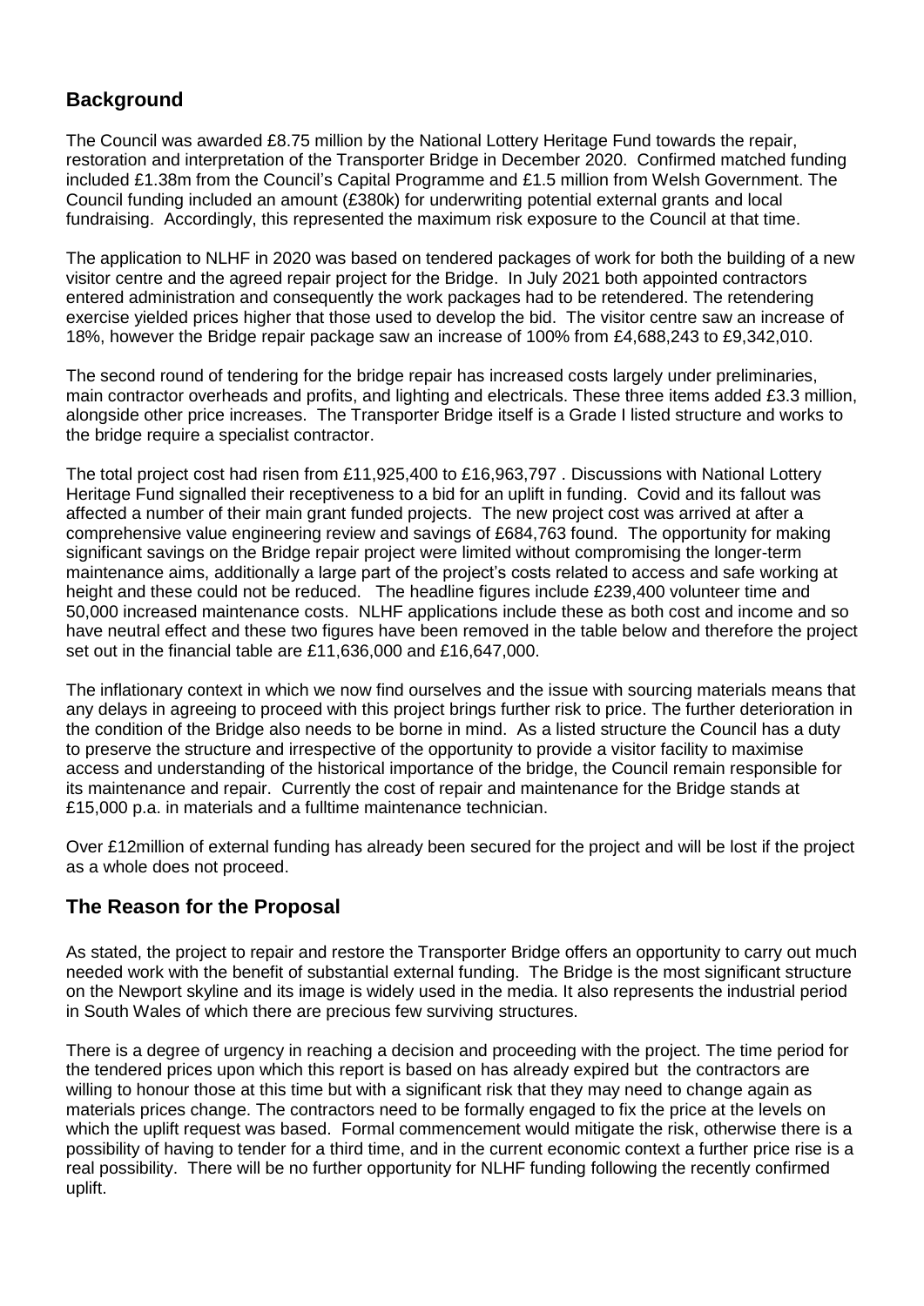## Background

The Council was awarded £8.75 million by the National Lottery Heritage Fund towards the repair, restoration and interpretation of the Transporter Bridge in December 2020. Confirmed matched funding included £1.38m from the Council's Capital Programme and £1.5 million from Welsh Government. The Council funding included an amount (£380k) for underwriting potential external grants and local fundraising. Accordingly, this represented the maximum risk exposure to the Council at that time.

The application to NLHF in 2020 was based on tendered packages of work for both the building of a new visitor centre and the agreed repair project for the Bridge. In July 2021 both appointed contractors entered administration and consequently the work packages had to be retendered. The retendering exercise yielded prices higher that those used to develop the bid. The visitor centre saw an increase of 18%, however the Bridge repair package saw an increase of 100% from £4,688,243 to £9,342,010.

The second round of tendering for the bridge repair has increased costs largely under preliminaries, main contractor overheads and profits, and lighting and electricals. These three items added £3.3 million, alongside other price increases. The Transporter Bridge itself is a Grade I listed structure and works to the bridge require a specialist contractor.

The total project cost had risen from £11,925,400 to £16,963,797 . Discussions with National Lottery Heritage Fund signalled their receptiveness to a bid for an uplift in funding. Covid and its fallout was affected a number of their main grant funded projects. The new project cost was arrived at after a comprehensive value engineering review and savings of £684,763 found. The opportunity for making significant savings on the Bridge repair project were limited without compromising the longer-term maintenance aims, additionally a large part of the project's costs related to access and safe working at height and these could not be reduced. The headline figures include £239,400 volunteer time and 50,000 increased maintenance costs. NLHF applications include these as both cost and income and so have neutral effect and these two figures have been removed in the table below and therefore the project set out in the financial table are £11,636,000 and £16,647,000.

The inflationary context in which we now find ourselves and the issue with sourcing materials means that any delays in agreeing to proceed with this project brings further risk to price. The further deterioration in the condition of the Bridge also needs to be borne in mind. As a listed structure the Council has a duty to preserve the structure and irrespective of the opportunity to provide a visitor facility to maximise access and understanding of the historical importance of the bridge, the Council remain responsible for its maintenance and repair. Currently the cost of repair and maintenance for the Bridge stands at £15,000 p.a. in materials and a fulltime maintenance technician.

Over £12million of external funding has already been secured for the project and will be lost if the project as a whole does not proceed.

## The Reason for the Proposal

As stated, the project to repair and restore the Transporter Bridge offers an opportunity to carry out much needed work with the benefit of substantial external funding. The Bridge is the most significant structure on the Newport skyline and its image is widely used in the media. It also represents the industrial period in South Wales of which there are precious few surviving structures.

There is a degree of urgency in reaching a decision and proceeding with the project. The time period for the tendered prices upon which this report is based on has already expired but the contractors are willing to honour those at this time but with a significant risk that they may need to change again as materials prices change. The contractors need to be formally engaged to fix the price at the levels on which the uplift request was based. Formal commencement would mitigate the risk, otherwise there is a possibility of having to tender for a third time, and in the current economic context a further price rise is a real possibility. There will be no further opportunity for NLHF funding following the recently confirmed uplift.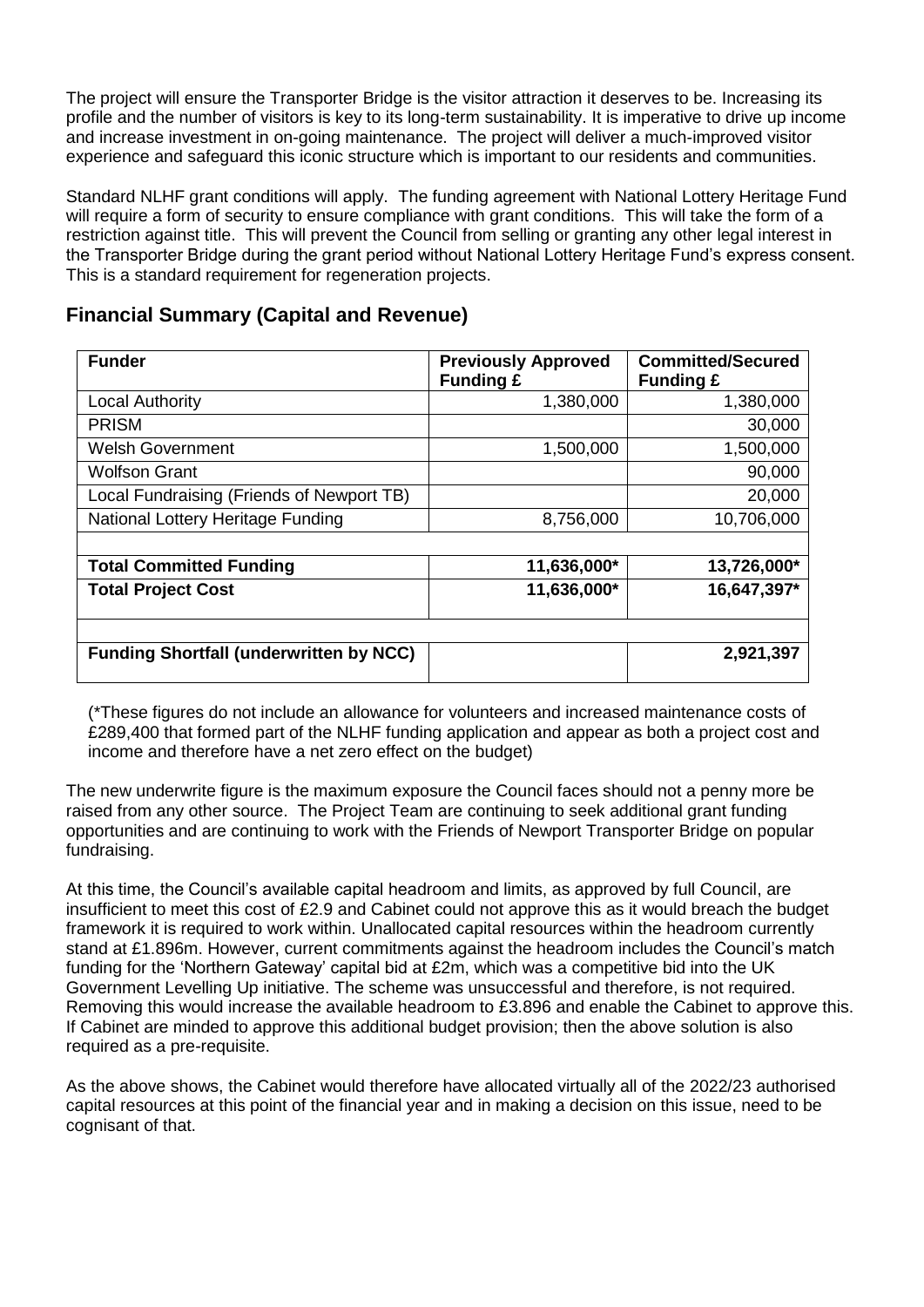The project will ensure the Transporter Bridge is the visitor attraction it deserves to be. Increasing its profile and the number of visitors is key to its long-term sustainability. It is imperative to drive up income and increase investment in on-going maintenance. The project will deliver a much-improved visitor experience and safeguard this iconic structure which is important to our residents and communities.

Standard NLHF grant conditions will apply. The funding agreement with National Lottery Heritage Fund will require a form of security to ensure compliance with grant conditions. This will take the form of a restriction against title. This will prevent the Council from selling or granting any other legal interest in the Transporter Bridge during the grant period without National Lottery Heritage Fund's express consent. This is a standard requirement for regeneration projects.

## Financial Summary (Capital and Revenue)

| Funder | Previously Approved Funding £ | Committed/Secured Funding £ |
|---|---|---|
| Local Authority | 1,380,000 | 1,380,000 |
| PRISM | | 30,000 |
| Welsh Government | 1,500,000 | 1,500,000 |
| Wolfson Grant | | 90,000 |
| Local Fundraising (Friends of Newport TB) | | 20,000 |
| National Lottery Heritage Funding | 8,756,000 | 10,706,000 |
| | | |
| **Total Committed Funding** | **11,636,000*** | **13,726,000*** |
| **Total Project Cost** | **11,636,000*** | **16,647,397*** |
| | | |
| **Funding Shortfall (underwritten by NCC)** | | **2,921,397** |

(*These figures do not include an allowance for volunteers and increased maintenance costs of £289,400 that formed part of the NLHF funding application and appear as both a project cost and income and therefore have a net zero effect on the budget)

The new underwrite figure is the maximum exposure the Council faces should not a penny more be raised from any other source. The Project Team are continuing to seek additional grant funding opportunities and are continuing to work with the Friends of Newport Transporter Bridge on popular fundraising.

At this time, the Council's available capital headroom and limits, as approved by full Council, are insufficient to meet this cost of £2.9 and Cabinet could not approve this as it would breach the budget framework it is required to work within. Unallocated capital resources within the headroom currently stand at £1.896m. However, current commitments against the headroom includes the Council's match funding for the 'Northern Gateway' capital bid at £2m, which was a competitive bid into the UK Government Levelling Up initiative. The scheme was unsuccessful and therefore, is not required. Removing this would increase the available headroom to £3.896 and enable the Cabinet to approve this. If Cabinet are minded to approve this additional budget provision; then the above solution is also required as a pre-requisite.

As the above shows, the Cabinet would therefore have allocated virtually all of the 2022/23 authorised capital resources at this point of the financial year and in making a decision on this issue, need to be cognisant of that.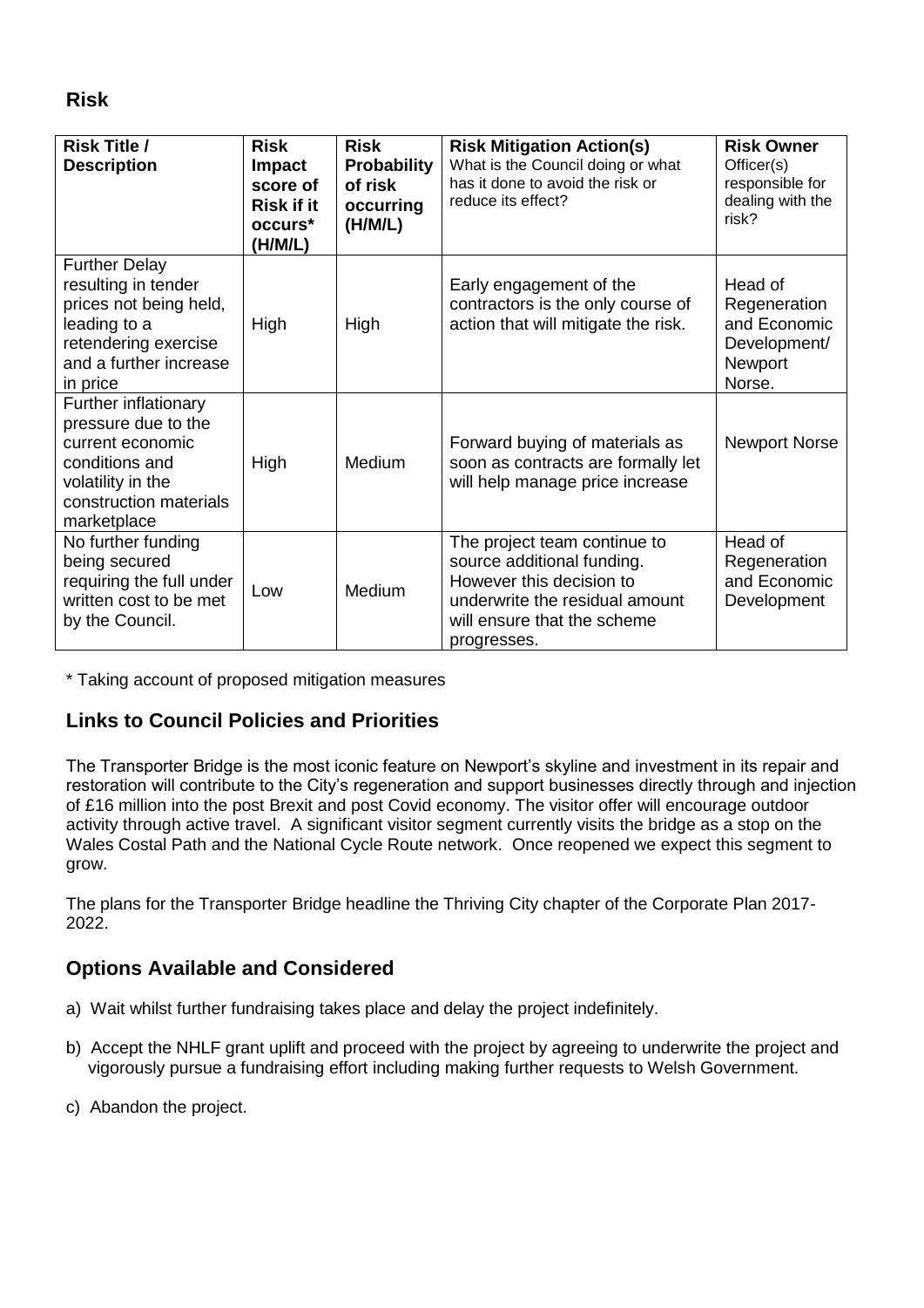## Risk

| Risk Title / Description | Risk Impact score of Risk if it occurs* (H/M/L) | Risk Probability of risk occurring (H/M/L) | Risk Mitigation Action(s) What is the Council doing or what has it done to avoid the risk or reduce its effect? | Risk Owner Officer(s) responsible for dealing with the risk? |
|---|---|---|---|---|
| Further Delay resulting in tender prices not being held, leading to a retendering exercise and a further increase in price | High | High | Early engagement of the contractors is the only course of action that will mitigate the risk. | Head of Regeneration and Economic Development/ Newport Norse. |
| Further inflationary pressure due to the current economic conditions and volatility in the construction materials marketplace | High | Medium | Forward buying of materials as soon as contracts are formally let will help manage price increase | Newport Norse |
| No further funding being secured requiring the full under written cost to be met by the Council. | Low | Medium | The project team continue to source additional funding. However this decision to underwrite the residual amount will ensure that the scheme progresses. | Head of Regeneration and Economic Development |

\* Taking account of proposed mitigation measures

## Links to Council Policies and Priorities

The Transporter Bridge is the most iconic feature on Newport's skyline and investment in its repair and restoration will contribute to the City's regeneration and support businesses directly through and injection of £16 million into the post Brexit and post Covid economy. The visitor offer will encourage outdoor activity through active travel. A significant visitor segment currently visits the bridge as a stop on the Wales Costal Path and the National Cycle Route network. Once reopened we expect this segment to grow.

The plans for the Transporter Bridge headline the Thriving City chapter of the Corporate Plan 2017-2022.

## Options Available and Considered

a) Wait whilst further fundraising takes place and delay the project indefinitely.

b) Accept the NHLF grant uplift and proceed with the project by agreeing to underwrite the project and vigorously pursue a fundraising effort including making further requests to Welsh Government.

c) Abandon the project.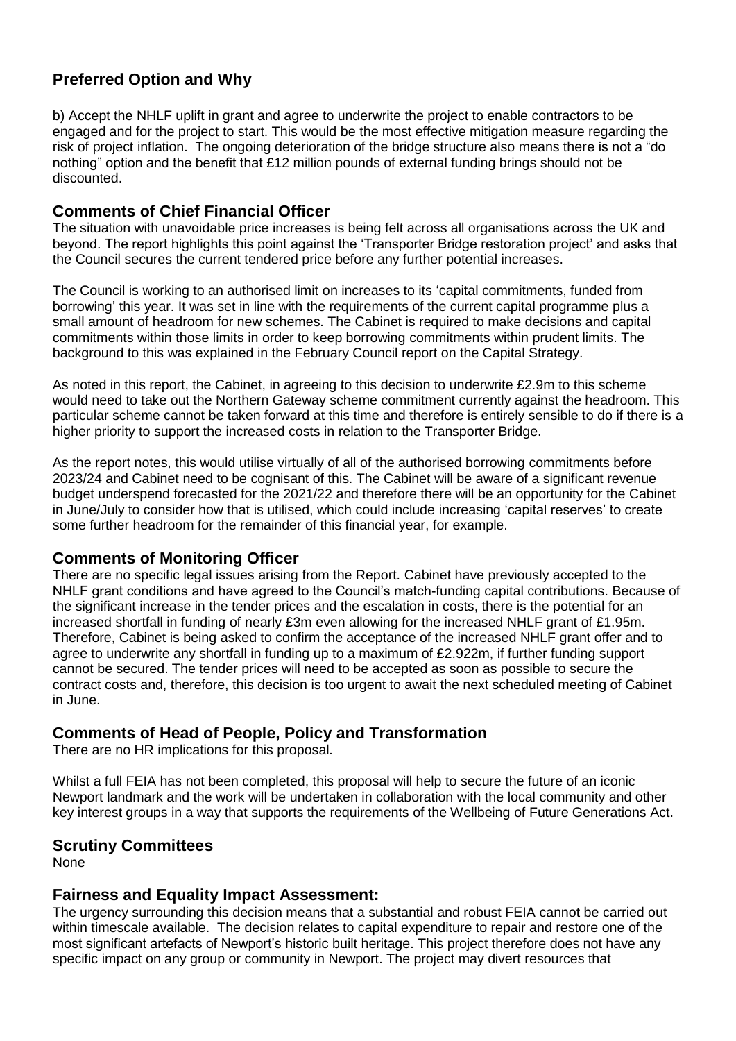## Preferred Option and Why

b) Accept the NHLF uplift in grant and agree to underwrite the project to enable contractors to be engaged and for the project to start. This would be the most effective mitigation measure regarding the risk of project inflation. The ongoing deterioration of the bridge structure also means there is not a "do nothing" option and the benefit that £12 million pounds of external funding brings should not be discounted.

## Comments of Chief Financial Officer

The situation with unavoidable price increases is being felt across all organisations across the UK and beyond. The report highlights this point against the 'Transporter Bridge restoration project' and asks that the Council secures the current tendered price before any further potential increases.

The Council is working to an authorised limit on increases to its 'capital commitments, funded from borrowing' this year. It was set in line with the requirements of the current capital programme plus a small amount of headroom for new schemes. The Cabinet is required to make decisions and capital commitments within those limits in order to keep borrowing commitments within prudent limits. The background to this was explained in the February Council report on the Capital Strategy.

As noted in this report, the Cabinet, in agreeing to this decision to underwrite £2.9m to this scheme would need to take out the Northern Gateway scheme commitment currently against the headroom. This particular scheme cannot be taken forward at this time and therefore is entirely sensible to do if there is a higher priority to support the increased costs in relation to the Transporter Bridge.

As the report notes, this would utilise virtually of all of the authorised borrowing commitments before 2023/24 and Cabinet need to be cognisant of this. The Cabinet will be aware of a significant revenue budget underspend forecasted for the 2021/22 and therefore there will be an opportunity for the Cabinet in June/July to consider how that is utilised, which could include increasing 'capital reserves' to create some further headroom for the remainder of this financial year, for example.

## Comments of Monitoring Officer

There are no specific legal issues arising from the Report. Cabinet have previously accepted to the NHLF grant conditions and have agreed to the Council's match-funding capital contributions. Because of the significant increase in the tender prices and the escalation in costs, there is the potential for an increased shortfall in funding of nearly £3m even allowing for the increased NHLF grant of £1.95m. Therefore, Cabinet is being asked to confirm the acceptance of the increased NHLF grant offer and to agree to underwrite any shortfall in funding up to a maximum of £2.922m, if further funding support cannot be secured. The tender prices will need to be accepted as soon as possible to secure the contract costs and, therefore, this decision is too urgent to await the next scheduled meeting of Cabinet in June.

## Comments of Head of People, Policy and Transformation

There are no HR implications for this proposal.

Whilst a full FEIA has not been completed, this proposal will help to secure the future of an iconic Newport landmark and the work will be undertaken in collaboration with the local community and other key interest groups in a way that supports the requirements of the Wellbeing of Future Generations Act.

## Scrutiny Committees

None

## Fairness and Equality Impact Assessment:

The urgency surrounding this decision means that a substantial and robust FEIA cannot be carried out within timescale available. The decision relates to capital expenditure to repair and restore one of the most significant artefacts of Newport's historic built heritage. This project therefore does not have any specific impact on any group or community in Newport. The project may divert resources that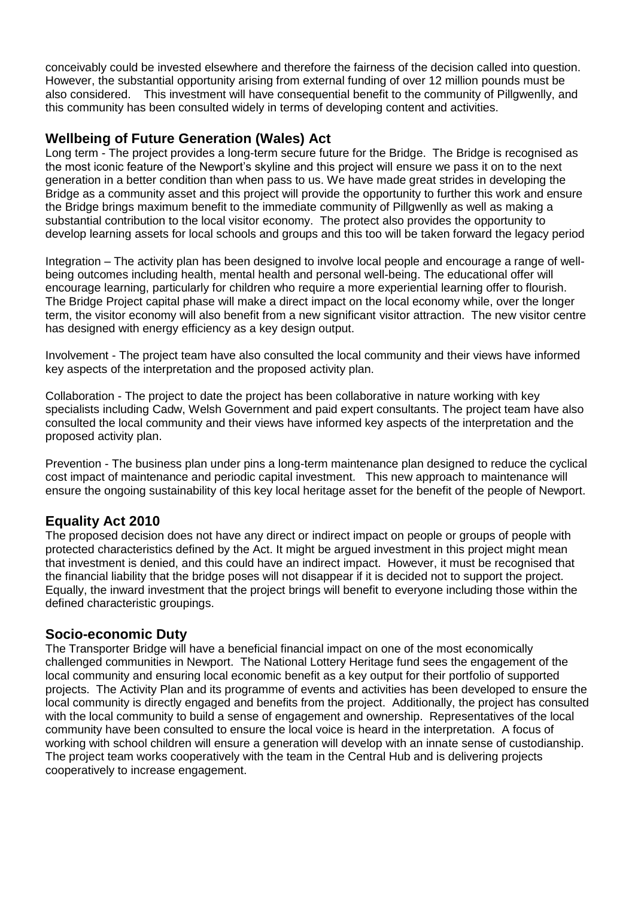conceivably could be invested elsewhere and therefore the fairness of the decision called into question. However, the substantial opportunity arising from external funding of over 12 million pounds must be also considered. This investment will have consequential benefit to the community of Pillgwenlly, and this community has been consulted widely in terms of developing content and activities.

## Wellbeing of Future Generation (Wales) Act

Long term - The project provides a long-term secure future for the Bridge. The Bridge is recognised as the most iconic feature of the Newport's skyline and this project will ensure we pass it on to the next generation in a better condition than when pass to us. We have made great strides in developing the Bridge as a community asset and this project will provide the opportunity to further this work and ensure the Bridge brings maximum benefit to the immediate community of Pillgwenlly as well as making a substantial contribution to the local visitor economy. The protect also provides the opportunity to develop learning assets for local schools and groups and this too will be taken forward the legacy period

Integration – The activity plan has been designed to involve local people and encourage a range of well-being outcomes including health, mental health and personal well-being. The educational offer will encourage learning, particularly for children who require a more experiential learning offer to flourish. The Bridge Project capital phase will make a direct impact on the local economy while, over the longer term, the visitor economy will also benefit from a new significant visitor attraction. The new visitor centre has designed with energy efficiency as a key design output.

Involvement - The project team have also consulted the local community and their views have informed key aspects of the interpretation and the proposed activity plan.

Collaboration - The project to date the project has been collaborative in nature working with key specialists including Cadw, Welsh Government and paid expert consultants. The project team have also consulted the local community and their views have informed key aspects of the interpretation and the proposed activity plan.

Prevention - The business plan under pins a long-term maintenance plan designed to reduce the cyclical cost impact of maintenance and periodic capital investment. This new approach to maintenance will ensure the ongoing sustainability of this key local heritage asset for the benefit of the people of Newport.

## Equality Act 2010

The proposed decision does not have any direct or indirect impact on people or groups of people with protected characteristics defined by the Act. It might be argued investment in this project might mean that investment is denied, and this could have an indirect impact. However, it must be recognised that the financial liability that the bridge poses will not disappear if it is decided not to support the project. Equally, the inward investment that the project brings will benefit to everyone including those within the defined characteristic groupings.

## Socio-economic Duty

The Transporter Bridge will have a beneficial financial impact on one of the most economically challenged communities in Newport. The National Lottery Heritage fund sees the engagement of the local community and ensuring local economic benefit as a key output for their portfolio of supported projects. The Activity Plan and its programme of events and activities has been developed to ensure the local community is directly engaged and benefits from the project. Additionally, the project has consulted with the local community to build a sense of engagement and ownership. Representatives of the local community have been consulted to ensure the local voice is heard in the interpretation. A focus of working with school children will ensure a generation will develop with an innate sense of custodianship. The project team works cooperatively with the team in the Central Hub and is delivering projects cooperatively to increase engagement.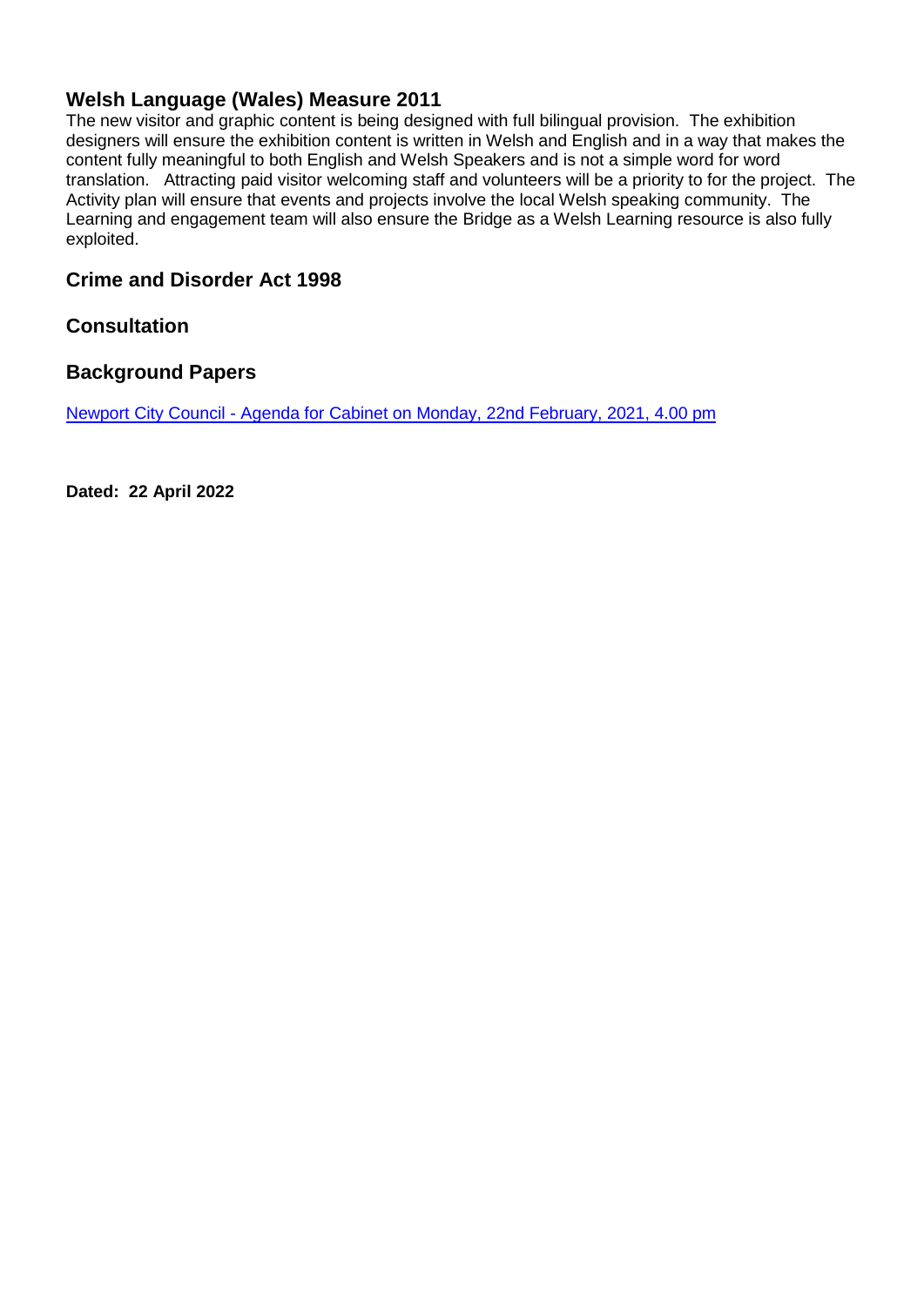## Welsh Language (Wales) Measure 2011

The new visitor and graphic content is being designed with full bilingual provision. The exhibition designers will ensure the exhibition content is written in Welsh and English and in a way that makes the content fully meaningful to both English and Welsh Speakers and is not a simple word for word translation. Attracting paid visitor welcoming staff and volunteers will be a priority to for the project. The Activity plan will ensure that events and projects involve the local Welsh speaking community. The Learning and engagement team will also ensure the Bridge as a Welsh Learning resource is also fully exploited.

## Crime and Disorder Act 1998

## Consultation

## Background Papers

Newport City Council - Agenda for Cabinet on Monday, 22nd February, 2021, 4.00 pm

**Dated: 22 April 2022**